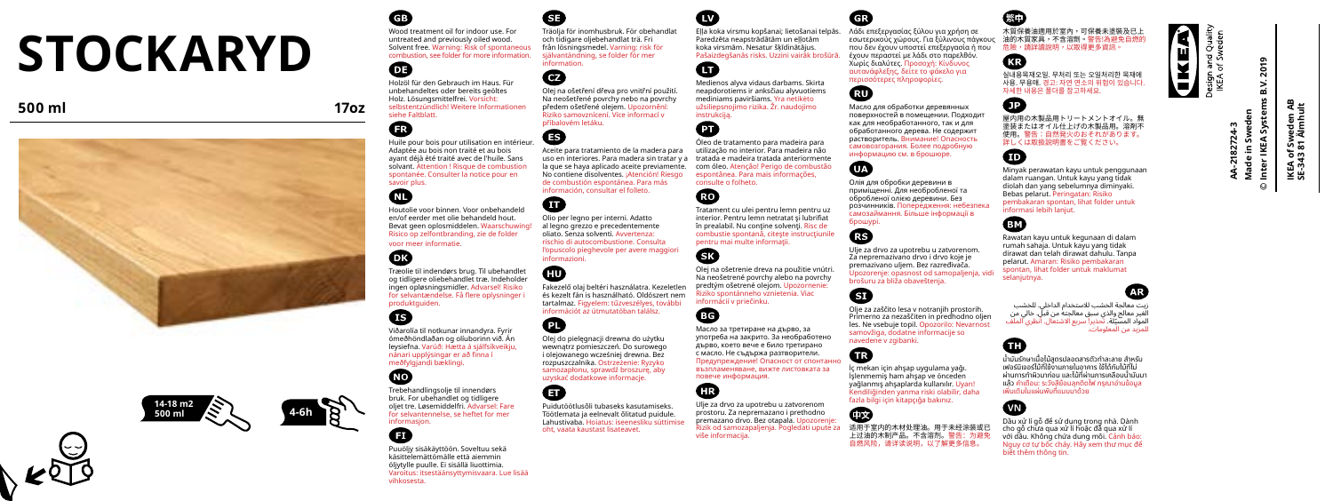# STOCKARYD

**500 ml** **17oz**

14-18 m2
500 ml

4-6h

### GB

Wood treatment oil for indoor use. For untreated and previously oiled wood. Solvent free. Warning: Risk of spontaneous combustion, see folder for more information.

### DE

Holzöl für den Gebrauch im Haus. Für unbehandeltes oder bereits geöltes Holz. Lösungsmittelfrei. Vorsicht: selbstentzündlich! Weitere Informationen siehe Faltblatt.

### FR

Huile pour bois pour utilisation en intérieur. Adaptée au bois non traité et au bois ayant déjà été traité avec de l'huile. Sans solvant. Attention ! Risque de combustion spontanée. Consulter la notice pour en savoir plus.

### NL

Houtolie voor binnen. Voor onbehandeld en/of eerder met olie behandeld hout. Bevat geen oplosmiddelen. Waarschuwing! Risico op zelfontbranding, zie de folder voor meer informatie.

### DK

Træolie til indendørs brug. Til ubehandlet og tidligere oliebehandlet træ. Indeholder ingen opløsningsmidler. Advarsel! Risiko for selvantændelse. Få flere oplysninger i produktguiden.

### IS

Viðarolía til notkunar innandyra. Fyrir ómeðhöndlaðan og olíuborinn við. Án leysiefna. Varúð: Hætta á sjálfsíkveikju, nánari upplýsingar er að finna í meðfylgjandi bæklingi.

### NO

Trebehandlingsolje til innendørs bruk. For ubehandlet og tidligere oljet tre. Løsemiddelfri. Advarsel: Fare for selvantennelse, se heftet for mer informasjon.

### FI

Puuöljy sisäkäyttöön. Soveltuu sekä käsittelemättömälle että aiemmin öljytylle puulle. Ei sisällä liuottimia. Varoitus: itsesättymisvaara. Lue lisää vihkosesta.

### SE

Träolja för inomhusbruk. För obehandlat och tidigare oljebehandlat trä. Fri från lösningsmedel. Varning: risk för självantändning, se folder för mer information.

### CZ

Olej na ošetření dřeva pro vnitřní použití. Na neošetřené povrchy nebo na povrchy předem ošetřené olejem. Upozornění: Riziko samovznícení. Více informací v přiloženém letáku.

### ES

Aceite para tratamiento de la madera para uso en interiores. Para madera sin tratar y a la que se haya aplicado aceite previamente. No contiene disolventes. ¡Atención! Riesgo de combustión espontánea. Para más información, consultar el folleto.

### IT

Olio per legno per interni. Adatto al legno grezzo e precedentemente oliato. Senza solventi. Avvertenza: rischio di autocombustione. Consulta l'opuscolo pieghevole per avere maggiori informazioni.

### HU

Fakezelő olaj beltéri használatra. Kezeletlen és kezelt fán is használható. Oldószert nem tartalmaz. Figyelem: tűzveszélyes, további információt az útmutatóban találsz.

### PL

Olej do pielęgnacji drewna do użytku wewnątrz pomieszczeń. Do surowego i olejowanego wcześniej drewna. Bez rozpuszczalnika. Ostrzeżenie: Ryzyko samozapłonu, sprawdź broszurę, aby uzyskać dodatkowe informacje.

### ET

Puidutöötlusõli tubaseks kasutamiseks. Töötlemata ja eelnevalt õlitatud puidule. Lahustivaba. Hoiatus: iseenesliku süttimise oht, vaata kaustast lisateavet.

### LV

Eļļa koka virsmu kopšanai; lietošanai telpās. Paredzēta neapstrādātām un eļļotām koka virsmām. Nesatur šķīdinātājus. Pašaizdegšanās risks. Uzzini vairāk brošūrā.

### LT

Medienos alyva vidaus darbams. Skirta neapdorotiems ir anksčiau alyvuotiems mediniams paviršiams. Yra netikėto užsiliepsnojimo rizika. Žr. naudojimo instrukciją.

### PT

Óleo de tratamento para madeira para utilização no interior. Para madeira não tratada e madeira tratada anteriormente com óleo. Atenção! Perigo de combustão espontânea. Para mais informações, consulte o folheto.

### RO

Tratament cu ulei pentru lemn pentru uz interior. Pentru lemn netratat și lubrifiat în prealabil. Nu conține solvenți. Risc de combustie spontană, citește instrucțiunile pentru mai multe informații.

### SK

Olej na ošetrenie dreva na použitie vnútri. Na neošetrené povrchy alebo na povrchy predtým ošetrené olejom. Upozornenie: Riziko spontánneho vznietenia. Viac informácií v priečinku.

### BG

Масло за третиране на дърво, за употреба на закрито. За необработено дърво, което вече е било третирано с масло. Не съдържа разтворители. Предупреждение! Опасност от спонтанно възпламеняване, вижте листовката за повече информация.

### HR

Ulje za drvo za upotrebu u zatvorenom prostoru. Za neprerađeno i prethodno premazano drvo. Bez otapala. Upozorenje: Rizik od samozapaljenja. Pogledati upute za više informacija.

### GR

Λάδι επεξεργασίας ξύλου για χρήση σε εσωτερικούς χώρους. Για ξύλινους πάγκους που δεν έχουν υποστεί επεξεργασία ή που έχουν περαστεί με λάδι στο παρελθόν. Χωρίς διαλύτες. Προσοχή: Κίνδυνος αυταναφλέξης, δείτε το φάκελο για περισσότερες πληροφορίες.

### RU

Масло для обработки деревянных поверхностей в помещении. Подходит как для необработанного, так и для обработанного дерева. Не содержит растворитель. Внимание! Опасность самовозгорания. Более подробную информацию см. в брошюре.

### UA

Олія для обробки деревини в приміщенні. Для необробленої та обробленої олією деревини. Без розчинників. Попередження: небезпека самозаймання. Більше інформації в брошурі.

### RS

Ulje za drvo za upotrebu u zatvorenom. Za neprerađivano drvo i drvo koje je premazivano uljem. Bez razređivača. Upozorenje: opasnost od samopaljenja, vidi brošuru za bliža obaveštenja.

### SI

Olje za zaščito lesa v notranjih prostorih. Primerno za nezaščiten in predhodno oljen les. Ne vsebuje topil. Opozorilo: Nevarnost samovžiga, dodatne informacije so navedene v zgibanki.

### TR

İç mekan için ahşap uygulama yağı. İşlenmemiş ham ahşap ve önceden yağlanmış ahşaplarda kullanılır. Uyarı! Kendiliğinden yanma riski olabilir, daha fazla bilgi için kitapçığa bakınız.

### 中文

适用于室内的木材处理油。用于未经涂装或已上过油的木制产品。不含溶剂。警告：为避免自燃风险，请详读说明，以了解更多信息。

### 繁中

木質保養油適用於室內，可保養未塗裝及已上油的木質家具。不含溶劑。警告!為避免自燃的危險，請詳讀說明，以取得更多資訊。

### KR

실내용목재오일. 무처리 또는 오일처리한 목재에 사용. 무용매. 경고: 자연 연소의 위험이 있습니다. 자세한 내용은 폴더를 참고하세요.

### JP

屋内用の木製品用トリートメントオイル。無塗装または以前オイル仕上げの木製品用。溶剤不使用。警告：自然発火のおそれがあります。詳しくは取扱説明書をご覧ください。

### ID

Minyak perawatan kayu untuk penggunaan dalam ruangan. Untuk kayu yang tidak diolah dan yang sebelumnya diminyaki. Bebas pelarut. Peringatan: Risiko pembakaran spontan, lihat folder untuk informasi lebih lanjut.

### BM

Rawatan kayu untuk kegunaan di dalam rumah sahaja. Untuk kayu yang tidak dirawat dan telah dirawat dahulu. Tanpa pelarut. Amaran: Risiko pembakaran spontan, lihat folder untuk maklumat selanjutnya.

### AR

زيت معالجة الخشب للاستخدام الداخلي. للخشب الغير معالج والذي سبق معالجته من قبل. خالي من المواد المذيبة. تحذير! خطر الاشتعال. انظري الملف للمزيد من المعلومات.

### TH

น้ำมันรักษาเนื้อไม้สูตรปลอดสารตัวทำละลาย สำหรับเฟอร์นิเจอร์ไม้ที่ใช้งานภายในอาคาร ใช้ได้กับไม้ที่ไม่ผ่านการทำผิวมาก่อน และไม้ที่ผ่านการเคลือบน้ำมันมาแล้ว คำเตือน: ระวังสิ่งนอกติดไฟ กรุณาอ่านข้อมูลเพิ่มเติมในแผ่นพับที่แนบมาด้วย

### VN

Dầu xử lí gỗ để sử dụng trong nhà. Dành cho gỗ chưa qua xử lí hoặc đã qua xử lí với dầu. Không chứa dung môi. Cảnh báo: Nguy cơ tự bốc cháy. Hãy xem thư mục để biết thêm thông tin.

Design and Quality
IKEA of Sweden

AA-2182724-3
Made in Sweden
© Inter IKEA Systems B.V. 2019

IKEA of Sweden AB
SE-343 81 Älmhult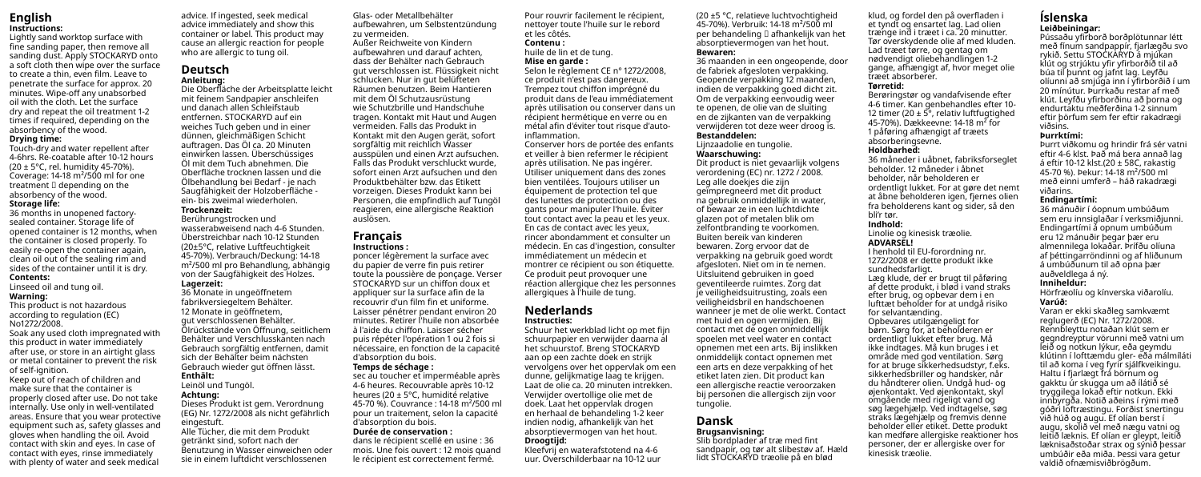# English

**Instructions:**

Lightly sand worktop surface with fine sanding paper, then remove all sanding dust. Apply STOCKARYD onto a soft cloth then wipe over the surface to create a thin, even film. Leave to penetrate the surface for approx. 20 minutes. Wipe-off any unabsorbed oil with the cloth. Let the surface dry and repeat the oil treatment 1-2 times if required, depending on the absorbency of the wood.

**Drying time:**

Touch-dry and water repellent after 4-6hrs. Re-coatable after 10-12 hours (20 ± 5°C, rel. humidity 45-70%). Coverage: 14-18 m²/500 ml for one treatment  depending on the absorbency of the wood.

**Storage life:**

36 months in unopened factory-sealed container. Storage life of opened container is 12 months, when the container is closed properly. To easily re-open the container again, clean oil out of the sealing rim and sides of the container until it is dry.

**Contents:**

Linseed oil and tung oil.

**Warning:**

This product is not hazardous according to regulation (EC) No1272/2008.

Soak any used cloth impregnated with this product in water immediately after use, or store in an airtight glass or metal container to prevent the risk of self-ignition.

Keep out of reach of children and make sure that the container is properly closed after use. Do not take internally. Use only in well-ventilated areas. Ensure that you wear protective equipment such as, safety glasses and gloves when handling the oil. Avoid contact with skin and eyes. In case of contact with eyes, rinse immediately with plenty of water and seek medical advice. If ingested, seek medical advice immediately and show this container or label. This product may cause an allergic reaction for people who are allergic to tung oil.

# Deutsch

**Anleitung:**

Die Oberfläche der Arbeitsplatte leicht mit feinem Sandpapier anschleifen und danach allen Schleifstaub entfernen. STOCKARYD auf ein weiches Tuch geben und in einer dünnen, gleichmäßigen Schicht auftragen. Das Öl ca. 20 Minuten einwirken lassen. Überschüssiges Öl mit dem Tuch abnehmen. Die Oberfläche trocknen lassen und die Ölbehandlung bei Bedarf - je nach Saugfähigkeit der Holzoberfläche - ein- bis zweimal wiederholen.

**Trockenzeit:**

Berührungstrocken und wasserabweisend nach 4-6 Stunden. Überstreichbar nach 10-12 Stunden (20±5°C, relative Luftfeuchtigkeit 45-70%). Verbrauch/Deckung: 14-18 m²/500 ml pro Behandlung, abhängig von der Saugfähigkeit des Holzes.

**Lagerzeit:**

36 Monate in ungeöffnetem fabrikversiegeltem Behälter. 12 Monate in geöffnetem, gut verschlossenen Behälter. Ölrückstände von Öffnung, seitlichem Behälter und Verschlusskanten nach Gebrauch sorgfältig entfernen, damit sich der Behälter beim nächsten Gebrauch wieder gut öffnen lässt.

**Enthält:**

Leinöl und Tungöl.

**Achtung:**

Dieses Produkt ist gem. Verordnung (EG) Nr. 1272/2008 als nicht gefährlich eingestuft.

Alle Tücher, die mit dem Produkt getränkt sind, sofort nach der Benutzung in Wasser einweichen oder sie in einem luftdicht verschlossenen Glas- oder Metallbehälter aufbewahren, um Selbstentzündung zu vermeiden.

Außer Reichweite von Kindern aufbewahren und darauf achten, dass der Behälter nach Gebrauch gut verschlossen ist. Flüssigkeit nicht schlucken. Nur in gut belüfteten Räumen benutzen. Beim Hantieren mit dem Öl Schutzausrüstung wie Schutzbrille und Handschuhe tragen. Kontakt mit Haut und Augen vermeiden. Falls das Produkt in Kontakt mit den Augen gerät, sofort sorgfältig mit reichlich Wasser ausspülen und einen Arzt aufsuchen. Falls das Produkt verschluckt wurde, sofort einen Arzt aufsuchen und den Produktbehälter bzw. das Etikett vorzeigen. Dieses Produkt kann bei Personen, die empfindlich auf Tungöl reagieren, eine allergische Reaktion auslösen.

# Français

**Instructions :**

poncer légèrement la surface avec du papier de verre fin puis retirer toute la poussière de ponçage. Verser STOCKARYD sur un chiffon doux et appliquer sur la surface afin de la recouvrir d'un film fin et uniforme. Laisser pénétrer pendant environ 20 minutes. Retirer l'huile non absorbée à l'aide du chiffon. Laisser sécher puis répéter l'opération 1 ou 2 fois si nécessaire, en fonction de la capacité d'absorption du bois.

**Temps de séchage :**

sec au toucher et imperméable après 4-6 heures. Recouvrable après 10-12 heures (20 ± 5°C, humidité relative 45-70 %). Couvrance : 14-18 m²/500 ml pour un traitement, selon la capacité d'absorption du bois.

**Durée de conservation :**

dans le récipient scellé en usine : 36 mois. Une fois ouvert : 12 mois quand le récipient est correctement fermé. Pour rouvrir facilement le récipient, nettoyer toute l'huile sur le rebord et les côtés.

**Contenu :**

huile de lin et de tung.

**Mise en garde :**

Selon le règlement CE n° 1272/2008, ce produit n'est pas dangereux.

Trempez tout chiffon imprégné du produit dans de l'eau immédiatement après utilisation ou conserver dans un récipient hermétique en verre ou en métal afin d'éviter tout risque d'auto-inflammation.

Conserver hors de portée des enfants et veiller à bien refermer le récipient après utilisation. Ne pas ingérer. Utiliser uniquement dans des zones bien ventilées. Toujours utiliser un équipement de protection tel que des lunettes de protection ou des gants pour manipuler l'huile. Éviter tout contact avec la peau et les yeux. En cas de contact avec les yeux, rincer abondamment et consulter un médecin. En cas d'ingestion, consulter immédiatement un médecin et montrer ce récipient ou son étiquette. Ce produit peut provoquer une réaction allergique chez les personnes allergiques à l'huile de tung.

# Nederlands

**Instructies:**

Schuur het werkblad licht op met fijn schuurpapier en verwijder daarna al het schuurstof. Breng STOCKARYD aan op een zachte doek en strijk vervolgens over het oppervlak om een dunne, gelijkmatige laag te krijgen. Laat de olie ca. 20 minuten intrekken. Verwijder overtollige olie met de doek. Laat het oppervlak drogen en herhaal de behandeling 1-2 keer indien nodig, afhankelijk van het absorptievermogen van het hout.

**Droogtijd:**

Kleefvrij en waterafstotend na 4-6 uur. Overschilderbaar na 10-12 uur (20 ±5 °C, relatieve luchtvochtigheid 45-70%). Verbruik: 14-18 m²/500 ml per behandeling  afhankelijk van het absorptievermogen van het hout.

**Bewaren:**

36 maanden in een ongeopende, door de fabriek afgesloten verpakking. Geopende verpakking 12 maanden, indien de verpakking goed dicht zit. Om de verpakking eenvoudig weer te openen, de olie van de sluiting en de zijkanten van de verpakking verwijderen tot deze weer droog is.

**Bestanddelen:**

Lijnzaadolie en tungolie.

**Waarschuwing:**

Dit product is niet gevaarlijk volgens verordening (EC) nr. 1272 / 2008. Leg alle doekjes die zijn geïmpregneerd met dit product na gebruik onmiddellijk in water, of bewaar ze in een luchtdichte glazen pot of metalen blik om zelfontbranding te voorkomen. Buiten bereik van kinderen bewaren. Zorg ervoor dat de verpakking na gebruik goed wordt afgesloten. Niet om in te nemen. Uitsluitend gebruiken in goed geventileerde ruimtes. Zorg dat je veiligheidsuitrusting, zoals een veiligheidsbril en handschoenen wanneer je met de olie werkt. Contact met huid en ogen vermijden. Bij contact met de ogen onmiddellijk spoelen met veel water en contact opnemen met een arts. Bij inslikken onmiddellijk contact opnemen met een arts en deze verpakking of het etiket laten zien. Dit product kan een allergische reactie veroorzaken bij personen die allergisch zijn voor tungolie.

# Dansk

**Brugsanvisning:**

Slib bordpladen af træ med fint sandpapir, og tør alt slibestøv af. Hæld lidt STOCKARYD træolie på en blød klud, og fordel den på overfladen i et tyndt og ensartet lag. Lad olien trænge ind i træet i ca. 20 minutter. Tør overskydende olie af med kluden. Lad træet tørre, og gentag om nødvendigt oliebehandlingen 1-2 gange, afhængigt af, hvor meget olie træet absorberer.

**Tørretid:**

Berøringstør og vandafvisende efter 4-6 timer. Kan genbehandles efter 10-12 timer (20 ± 5°, relativ luftfugtighed 45-70%). Dækkeevne: 14-18 m² for 1 påføring afhængigt af træets absorberingsevne.

**Holdbarhed:**

36 måneder i uåbnet, fabriksforseglet beholder. 12 måneder i åbnet beholder, når beholderen er ordentligt lukket. For at gøre det nemt at åbne beholderen igen, fjernes olien fra beholderens kant og sider, så den bli'r tør.

**Indhold:**

Linolie og kinesisk træolie.

**ADVARSEL!**

I henhold til EU-forordning nr. 1272/2008 er dette produkt ikke sundhedsfarligt.

Læg klude, der er brugt til påføring af dette produkt, i blød i vand straks efter brug, og opbevar dem i en lufttæt beholder for at undgå risiko for selvantænding.

Opbevares utilgængeligt for børn. Sørg for, at beholderen er ordentligt lukket efter brug. Må ikke indtages. Må kun bruges i et område med god ventilation. Sørg for at bruge sikkerhedsudstyr, f.eks. sikkerhedsbriller og handsker, når du håndterer olien. Undgå hud- og øjenkontakt. Ved øjenkontakt, skyl omgående med rigeligt vand og søg lægehjælp. Ved indtagelse, søg straks lægehjælp og fremvis denne beholder eller etiket. Dette produkt kan medføre allergiske reaktioner hos personer, der er allergiske over for kinesisk træolie.

# Íslenska

**Leiðbeiningar:**

Pússaðu yfirborð borðplötunnar létt með fínum sandpappír, fjarlægðu svo rykið. Settu STOCKARYD á mjúkan klút og strjúktu yfir yfirborðið til að búa til þunnt og jafnt lag. Leyfðu olíunni að smjúga inn í yfirborðið í um 20 mínútur. Þurrkaðu restar af með klút. Leyfðu yfirborðinu að þorna og endurtaktu meðferðina 1-2 sinnum eftir þörfum sem fer eftir rakadrægi viðsins.

**Þurrktími:**

Þurrt viðkomu og hrindir frá sér vatni eftir 4-6 klst. Það má bera annað lag á eftir 10-12 klst.(20 ± 5ßC, rakastig 45-70 %). Þekur: 14-18 m²/500 ml með einni umferð – háð rakadrægi viðarins.

**Endingartími:**

36 mánuðir í óopnum umbúðum sem eru innsiglaðar í verksmiðjunni. Endingartími á opnum umbúðum eru 12 mánuðir þegar þær eru almennilega lokaðar. Þrífðu olíuna af þéttingarrondinni og af hliðunum á umbúðunum til að opna þær auðveldlega á ný.

**Innihaldur:**

Hörfræolíu og kínverska viðarolíu.

**Varúð:**

Varan er ekki skaðleg samkvæmt reglugerð (EC) Nr. 1272/2008.

Rennbleyttu notaðan klút sem er gegndreyptur vörunni með vatni um leið og notkun lýkur, eða geymdu klútinn í lofttæmdu gler- eða málmíláti til að koma í veg fyrir sjálfkveikingu.

Haltu í fjarlægt frá börnum og gakktu úr skugga um að ílátið sé tryggilega lokað eftir notkun. Ekki innbyrgða. Notið aðeins í rými með góðri loftræstingu. Forðist snertingu við húð og augu. Ef olían berst í augu, skolið vel með nægu vatni og leitið læknis. Ef olían er gleypt, leitið læknisaðstoðar strax og sýnið þessar umbúðir eða miða. Þessi vara getur valdið ofnæmisviðbrögðum.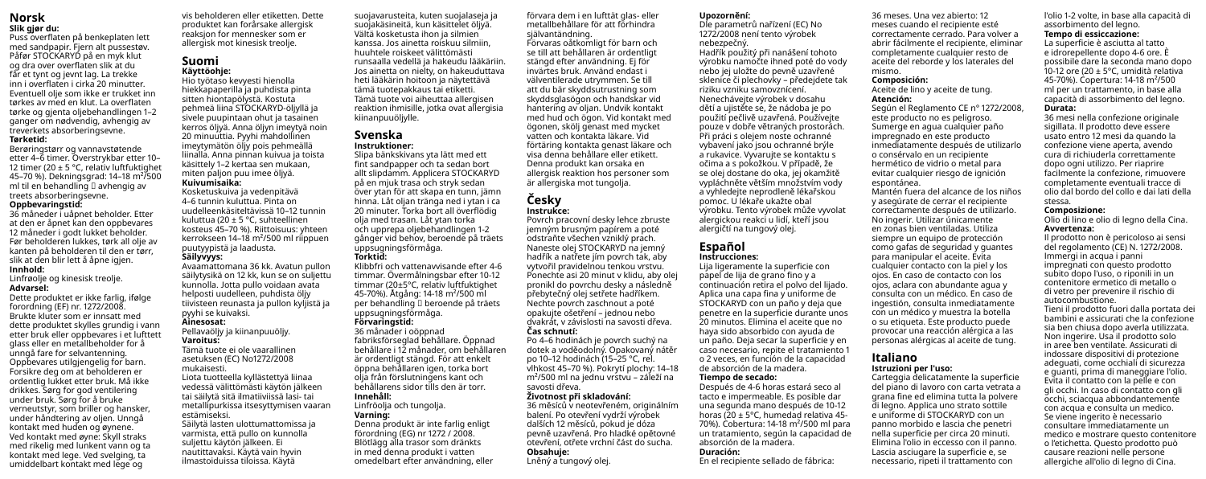# Norsk

**Slik gjør du:**

Puss overflaten på benkeplaten lett med sandpapir. Fjern alt pussestøv. Påfør STOCKARYD på en myk klut og dra over overflaten slik at du får et tynt og jevnt lag. La trekke inn i overflaten i cirka 20 minutter. Eventuell olje som ikke er trukket inn tørkes av med en klut. La overflaten tørke og gjenta oljebehandlingen 1–2 ganger om nødvendig, avhengig av treverkets absorberingsevne.

**Tørketid:**

Berøringstørr og vannavstøtende etter 4–6 timer. Overstrykbar etter 10–12 timer (20 ± 5 °C, relativ luftfuktighet 45–70 %). Dekningsgrad: 14–18 m²/500 ml til en behandling  avhengig av treets absorberingsevne.

**Oppbevaringstid:**

36 måneder i uåpnet beholder. Etter at den er åpnet kan den oppbevares 12 måneder i godt lukket beholder. Før beholderen lukkes, tørk all olje av kanten på beholderen til den er tørr, slik at den blir lett å åpne igjen.

**Innhold:**

Linfrøolje og kinesisk treolje.

**Advarsel:**

Dette produktet er ikke farlig, ifølge forordning (EF) nr. 1272/2008. Brukte kluter som er innsatt med dette produktet skylles grundig i vann etter bruk eller oppbevares i et lufttett glass eller en metallbeholder for å unngå fare for selvantenning. Oppbevares utilgjengelig for barn. Forsikre deg om at beholderen er ordentlig lukket etter bruk. Må ikke drikkes. Sørg for god ventilering under bruk. Sørg for å bruke verneutstyr, som briller og hansker, under håndtering av oljen. Unngå kontakt med huden og øynene. Ved kontakt med øyne: Skyll straks med rikelig med lunkent vann og ta kontakt med lege. Ved svelging, ta umiddelbart kontakt med lege og vis beholderen eller etiketten. Dette produktet kan forårsake allergisk reaksjon for mennesker som er allergisk mot kinesisk treolje.

# Suomi

**Käyttöohje:**

Hio työtaso kevyesti hienolla hiekkapaperilla ja puhdista pinta sitten hiontapölystä. Kostuta pehmeä liina STOCKARYD-öljyllä ja sivele puupintaan ohut ja tasainen kerros öljyä. Anna öljyn imeytyä noin 20 minuuttia. Pyyhi mahdollinen imeytymätön öljy pois pehmeällä liinalla. Anna pinnan kuivua ja toista käsittely 1–2 kertaa sen mukaan, miten paljon puu imee öljyä.

**Kuivumisaika:**

Kosketuskuiva ja vedenpitävä 4–6 tunnin kuluttua. Pinta on uudelleenkäsiteltävissä 10–12 tunnin kuluttua (20 ± 5 °C, suhteellinen kosteus 45–70 %). Riittoisuus: yhteen kerrokseen 14–18 m²/500 ml riippuen puutyypistä ja laadusta.

**Säilyvyys:**

Avaamattomana 36 kk. Avatun pullon säilytysikä on 12 kk, kun se on suljettu kunnolla. Jotta pullo voidaan avata helposti uudelleen, puhdista öljy tiivisteen reunasta ja pullon kyljistä ja pyyhi se kuivaksi.

**Ainesosat:**

Pellavaöljy ja kiinanpuuöljy.

**Varoitus:**

Tämä tuote ei ole vaarallinen asetuksen (EC) No1272/2008 mukaisesti.

Liota tuotteella kyllästettyä liinaa vedessä välittömästi käytön jälkeen tai säilytä sitä ilmatiiviissä lasi- tai metallipurkissa itsesyttymisen vaaran estämiseksi.

Säilytä lasten ulottumattomissa ja varmista, että pullo on kunnolla suljettu käytön jälkeen. Ei nautittavaksi. Käytä vain hyvin ilmastoiduissa tiloissa. Käytä suojavarusteita, kuten suojalaseja ja suojakäsineitä, kun käsittelet öljyä. Vältä kosketusta ihon ja silmien kanssa. Jos ainetta roiskuu silmiin, huuhtele roiskeet välittömästi runsaalla vedellä ja hakeudu lääkäriin. Jos ainetta on nielty, on hakeuduttava heti lääkärin hoitoon ja näytettävä tämä tuotepakkaus tai etiketti. Tämä tuote voi aiheuttaa allergisen reaktion ihmisille, jotka ovat allergisia kiinanpuuöljylle.

# Svenska

**Instruktioner:**

Slipa bänkskivans yta lätt med ett fint sandpapper och ta sedan bort allt slipdamm. Applicera STOCKARYD på en mjuk trasa och stryk sedan över ytan för att skapa en tunn, jämn hinna. Låt oljan tränga ned i ytan i ca 20 minuter. Torka bort all överflödig olja med trasan. Låt ytan torka och upprepa oljebehandlingen 1-2 gånger vid behov, beroende på träets uppsugningsförmåga.

**Torktid:**

Klibbfri och vattenavvisande efter 4-6 timmar. Övermålningsbar efter 10-12 timmar (20±5°C, relativ luftfuktighet 45-70%). Åtgång: 14-18 m²/500 ml per behandling  beroende på träets uppsugningsförmåga.

**Förvaringstid:**

36 månader i oöppnad fabriksförseglad behållare. Öppnad behållare i 12 månader, om behållaren är ordentligt stängd. För att enkelt öppna behållaren igen, torka bort olja från förslutningens kant och behållarens sidor tills den är torr.

**Innehåll:**

Linfröolja och tungolja.

**Varning:**

Denna produkt är inte farlig enligt förordning (EG) nr 1272 / 2008. Blötlägg alla trasor som dränkts in med denna produkt i vatten omedelbart efter användning, eller förvara dem i en lufttät glas- eller metallbehållare för att förhindra självantändning.

Förvaras oåtkomligt för barn och se till att behållaren är ordentligt stängd efter användning. Ej för invärtes bruk. Använd endast i välventilerade utrymmen. Se till att du bär skyddsutrustning som skyddsglasögon och handskar vid hantering av oljan. Undvik kontakt med hud och ögon. Vid kontakt med ögonen, skölj genast med mycket vatten och kontakta läkare. Vid förtäring kontakta genast läkare och visa denna behållare eller etikett. Denna produkt kan orsaka en allergisk reaktion hos personer som är allergiska mot tungolja.

# Česky

**Instrukce:**

Povrch pracovní desky lehce zbruste jemným brusným papírem a poté odstraňte všechen vzniklý prach. Naneste olej STOCKARYD na jemný hadřík a natřete jím povrch tak, aby vytvořil pravidelnou tenkou vrstvu. Ponechte asi 20 minut v klidu, aby olej pronikl do povrchu desky a následně přebytečný olej setřete hadříkem. Nechte povrch zaschnout a poté opakujte ošetření – jednou nebo dvakrát, v závislosti na savosti dřeva.

**Čas schnutí:**

Po 4–6 hodinách je povrch suchý na dotek a voděodolný. Opakovaný nátěr po 10–12 hodinách (15–25 °C, rel. vlhkost 45–70 %). Pokrytí plochy: 14–18 m²/500 ml na jednu vrstvu – záleží na savosti dřeva.

**Životnost při skladování:**

36 měsíců v neotevřeném, originálním balení. Po otevření vydrží výrobek dalších 12 měsíců, pokud je dóza pevně uzavřená. Pro hladké opětovné otevření, otřete vrchní část do sucha.

**Obsahuje:**

Lněný a tungový olej.

**Upozornění:**

Dle parametrů nařízení (EC) No 1272/2008 není tento výrobek nebezpečný.

Hadřík použitý při nanášení tohoto výrobku namočte ihned poté do vody nebo jej uložte do pevně uzavřené sklenice či plechovky – předejdete tak riziku vzniku samovznícení. Nenechávejte výrobek v dosahu dětí a ujistěte se, že nádoba je po použití pečlivě uzavřená. Používejte pouze v dobře větraných prostorách. Při práci s olejem noste ochranné vybavení jako jsou ochranné brýle a rukavice. Vyvarujte se kontaktu s očima a s pokožkou. V případě, že se olej dostane do oka, jej okamžitě vypláchněte větším množstvím vody a vyhledejte neprodleně lékařskou pomoc. U lékaře ukažte obal výrobku. Tento výrobek může vyvolat alergickou reakci u lidí, kteří jsou alergičtí na tungový olej.

# Español

**Instrucciones:**

Lija ligeramente la superficie con papel de lija de grano fino y a continuación retira el polvo del lijado. Aplica una capa fina y uniforme de STOCKARYD con un paño y deja que penetre en la superficie durante unos 20 minutos. Elimina el aceite que no haya sido absorbido con ayuda de un paño. Deja secar la superficie y en caso necesario, repite el tratamiento 1 o 2 veces, en función de la capacidad de absorción de la madera.

**Tiempo de secado:**

Después de 4-6 horas estará seco al tacto e impermeable. Es posible dar una segunda mano después de 10-12 horas (20 ± 5°C, humedad relativa 45-70%). Cobertura: 14-18 m²/500 ml para un tratamiento, según la capacidad de absorción de la madera.

**Duración:**

En el recipiente sellado de fábrica: 36 meses. Una vez abierto: 12 meses cuando el recipiente esté correctamente cerrado. Para volver a abrir fácilmente el recipiente, eliminar completamente cualquier resto de aceite del reborde y los laterales del mismo.

**Composición:**

Aceite de lino y aceite de tung.

**Atención:**

Según el Reglamento CE n° 1272/2008, este producto no es peligroso. Sumerge en agua cualquier paño impregnado en este producto inmediatamente después de utilizarlo o consérvalo en un recipiente hermético de vidrio o metal para evitar cualquier riesgo de ignición espontánea.

Mantén fuera del alcance de los niños y asegúrate de cerrar el recipiente correctamente después de utilizarlo. No ingerir. Utilizar únicamente en zonas bien ventiladas. Utiliza siempre un equipo de protección como gafas de seguridad y guantes para manipular el aceite. Evita cualquier contacto con la piel y los ojos. En caso de contacto con los ojos, aclara con abundante agua y consulta con un médico. En caso de ingestión, consulta inmediatamente con un médico y muestra la botella o su etiqueta. Este producto puede provocar una reacción alérgica a las personas alérgicas al aceite de tung.

# Italiano

**Istruzioni per l'uso:**

Carteggia delicatamente la superficie del piano di lavoro con carta vetrata a grana fine ed elimina tutta la polvere di legno. Applica uno strato sottile e uniforme di STOCKARYD con un panno morbido e lascia che penetri nella superficie per circa 20 minuti. Elimina l'olio in eccesso con il panno. Lascia asciugare la superficie e, se necessario, ripeti il trattamento con l'olio 1-2 volte, in base alla capacità di assorbimento del legno.

**Tempo di essiccazione:**

La superficie è asciutta al tatto e idrorepellente dopo 4-6 ore. È possibile dare la seconda mano dopo 10-12 ore (20 ± 5°C, umidità relativa 45-70%). Copertura: 14-18 m²/500 ml per un trattamento, in base alla capacità di assorbimento del legno.

**Durata:**

36 mesi nella confezione originale sigillata. Il prodotto deve essere usato entro 12 mesi da quando la confezione viene aperta, avendo cura di richiuderla correttamente dopo ogni utilizzo. Per riaprire facilmente la confezione, rimuovere completamente eventuali tracce di olio dal bordo del collo e dai lati della stessa.

**Composizione:**

Olio di lino e olio di legno della Cina.

**Avvertenza:**

Il prodotto non è pericoloso ai sensi del regolamento (CE) N. 1272/2008. Immergi in acqua i panni impregnati con questo prodotto subito dopo l'uso, o riponili in un contenitore ermetico di metallo o di vetro per prevenire il rischio di autocombustione.

Tieni il prodotto fuori dalla portata dei bambini e assicurati che la confezione sia ben chiusa dopo averla utilizzata. Non ingerire. Usa il prodotto solo in aree ben ventilate. Assicurati di indossare dispositivi di protezione adeguati, come occhiali di sicurezza e guanti, prima di maneggiare l'olio. Evita il contatto con la pelle e con gli occhi. In caso di contatto con gli occhi, sciacqua abbondantemente con acqua e consulta un medico. Se viene ingerito è necessario consultare immediatamente un medico e mostrare questo contenitore o l'etichetta. Questo prodotto può causare reazioni nelle persone allergiche all'olio di legno di Cina.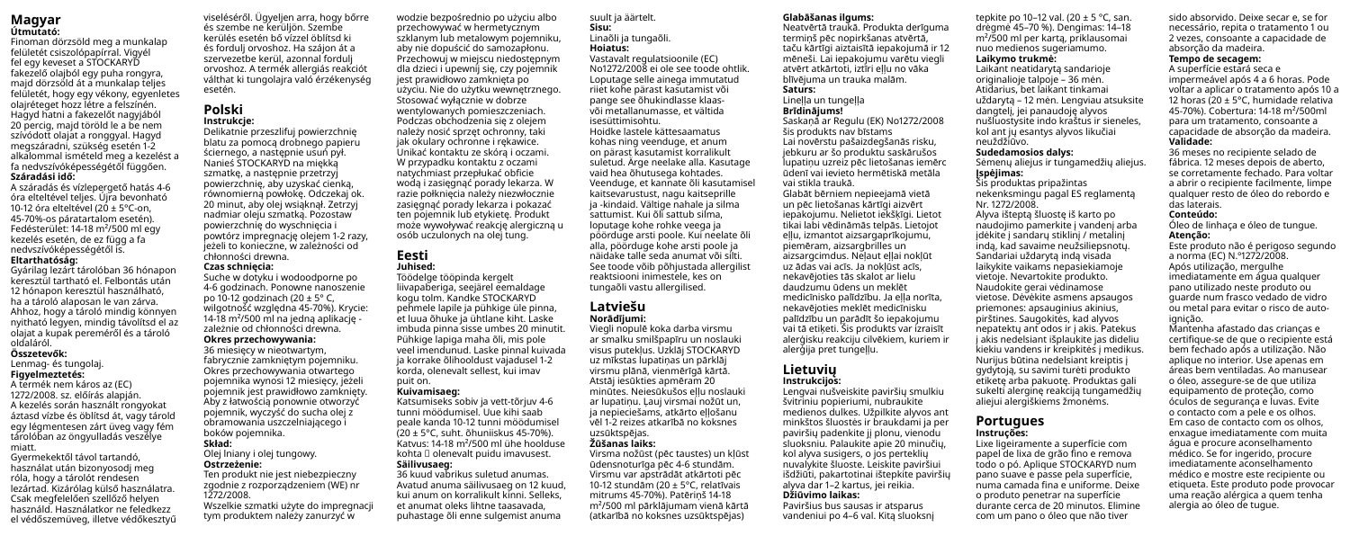## Magyar

**Útmutató:**

Finoman dörzsöld meg a munkalap felületét csiszolópapírral. Vigyél fel egy keveset a STOCKARYD fakezelő olajból egy puha rongyra, majd dörzsöld át a munkalap teljes felületét, hogy egy vékony, egyenletes olajréteget hozz létre a felszínén. Hagyd hatni a fakezelőt nagyjából 20 percig, majd töröld le a be nem szívódott olajat a ronggyal. Hagyd megszáradni, szükség esetén 1-2 alkalommal ismételd meg a kezelést a fa nedvszívóképességétől függően.

**Száradási idő:**

A száradás és vízlepergető hatás 4-6 óra elteltével jelenik meg. Újra bevonható 10-12 óra elteltével (20 ± 5°C-on, 45-70%-os páratartalom esetén). Fedőterület: 14-18 m²/500 ml egy kezelés esetén, de ez függ a fa nedvszívóképességétől is.

**Eltarthatóság:**

Gyárilag lezárt tárolóban 36 hónapon keresztül tartható el. Felbontás után 12 hónapon keresztül használható, ha a tároló alaposan le van zárva. Ahhoz, hogy a tároló mindig könnyen nyitható legyen, mindig távolítsd el az olajat a kupak pereméről és a tároló oldaláról.

**Összetevők:**

Lenmag- és tungolaj.

**Figyelmeztetés:**

A termék nem káros az (EC) 1272/2008. sz. előírás alapján. A kezelés során használt rongyokat áztasd vízbe és öblítsd át, vagy tárold egy légmentesen zárt üveg vagy fém tárolóban az öngyulladás veszélye miatt.

Gyermekektől távol tartandó, használat után biztonsodj meg róla, hogy a tároló rendesen lezártad. Kizárólag külső használatra. Csak megfelelően szellőző helyen használd. Használatkor ne feledkezz el védőszemüveg, illetve védőkesztyű viseléséről. Ügyeljen arra, hogy bőrre és szembe ne kerüljön. Szembe kerülés esetén bő vízzel öblítsd ki és fordulj orvoshoz. Ha szájon át a szervezetbe kerül, azonnal fordulj orvoshoz. A termék allergiás reakciót válthat ki tungolajra való érzékenység esetén.

## Polski

**Instrukcje:**

Delikatnie przeszlifuj powierzchnię blatu za pomocą drobnego papieru ściernego, a następnie usuń pył. Nanieś STOCKARYD na miękką szmatkę, a następnie przetrzyj powierzchnię, aby uzyskać cienką, równomierną powłokę. Odczekaj ok. 20 minut, aby olej wsiąknął. Zetrzyj nadmiar oleju szmatką. Pozostaw powierzchnię do wyschnięcia i powtórz impregnację olejem 1-2 razy, jeżeli to konieczne, w zależności od chłonności drewna.

**Czas schnięcia:**

Suche w dotyku i wodoodporne po 4-6 godzinach. Ponowne nanoszenie po 10-12 godzinach (20 ± 5° C, wilgotność względna 45-70%). Krycie: 14-18 m²/500 ml na jedną aplikację - zależnie od chłonności drewna.

**Okres przechowywania:**

36 miesięcy w nieotwartym, fabrycznie zamkniętym pojemniku. Okres przechowywania otwartego pojemnika wynosi 12 miesięcy, jeżeli pojemnik jest prawidłowo zamknięty. Aby z łatwością ponownie otworzyć pojemnik, wyczyść do sucha olej z obramowania uszczelniającego i boków pojemnika.

**Skład:**

Olej lniany i olej tungowy.

**Ostrzeżenie:**

Ten produkt nie jest niebezpieczny zgodnie z rozporządzeniem (WE) nr 1272/2008.

Wszelkie szmatki użyte do impregnacji tym produktem należy zanurzyć w wodzie bezpośrednio po użyciu albo przechowywać w hermetycznym szklanym lub metalowym pojemniku, aby nie dopuścić do samozapłonu. Przechowuj w miejscu niedostępnym dla dzieci i upewnij się, czy pojemnik jest prawidłowo zamknięta po użyciu. Nie do użytku wewnętrznego. Stosować wyłącznie w dobrze wentylowanych pomieszczeniach. Podczas obchodzenia się z olejem należy nosić sprzęt ochronny, taki jak okulary ochronne i rękawice. Unikać kontaktu ze skórą i oczami. W przypadku kontaktu z oczami natychmiast przepłukać obficie wodą i zasięgnąć porady lekarza. W razie połknięcia należy niezwłocznie zasięgnąć porady lekarza i pokazać ten pojemnik lub etykietę. Produkt może wywoływać reakcję alergiczną u osób uczulonych na olej tung.

## Eesti

**Juhised:**

Töödelge tööpinda kergelt liivapaberiga, seejärel eemaldage kogu tolm. Kandke STOCKARYD pehmele lapile ja pühkige üle pinna, et luua õhuke ja ühtlane kiht. Laske imbuda pinna sisse umbes 20 minutit. Pühkige lapiga maha õli, mis pole veel imendunud. Laske pinnal kuivada ja korrake õlihooldust vajadusel 1-2 korda, olenevalt sellest, kui imav puit on.

**Kuivamisaeg:**

Katsumiseks sobiv ja vett-tõrjuv 4-6 tunni möödumisel. Uue kihi saab peale kanda 10-12 tunni möödumisel (20 ± 5°C, suht. õhuniiskus 45-70%). Katvus: 14-18 m²/500 ml ühe hoolduse kohta  olenevalt puidu imavusest.

**Säilivusaeg:**

36 kuud vabrikus suletud anumas. Avatud anuma säilivusaeg on 12 kuud, kui anum on korralikult kinni. Selleks, et anumat oleks lihtne taasavada, puhastage õli enne sulgemist anuma suult ja äärtelt.

**Sisu:**

Linaõli ja tungaõli.

**Hoiatus:**

Vastavalt regulatsioonile (EC) No1272/2008 ei ole see toode ohtlik. Loputage selle ainega immutatud riiet kohe pärast kasutamist või pange see õhukindlasse klaas- või metallanumasse, et vältida isesüttimisohtu.

Hoidke lastele kättesaamatus kohas ning veenduge, et anum on pärast kasutamist korralikult suletud. Ärge neelake alla. Kasutage vaid hea õhutusega kohtades. Veenduge, et kannate õli kasutamisel kaitsevarustust, nagu kaitseprille ja -kindaid. Vältige nahale ja silma sattumist. Kui õli sattub silma, loputage kohe rohke veega ja pöörduge arsti poole. Kui neelate õli alla, pöörduge kohe arsti poole ja näidake talle seda anumat või silti. See toode võib põhjustada allergilist reaktsiooni inimestele, kes on tungaõli vastu allergilised.

## Latviešu

**Norādījumi:**

Viegli nopulē koka darba virsmu ar smalku smilšpapīru un noslauki visus putekļus. Uzklāj STOCKARYD uz mīkstas lupatiņas un pārklāj virsmu plānā, vienmērīgā kārtā. Atstāj iesūkties apmēram 20 minūtes. Neiesūkušos eļļu noslauki ar lupatiņu. Lauj virsmai nožūt un, ja nepieciešams, atkārto eļļošanu vēl 1-2 reizes atkarībā no koksnes uzsūktspējas.

**Žūšanas laiks:**

Virsma nožūst (pēc taustes) un kļūst ūdensnoturīga pēc 4-6 stundām. Virsmu var apstrādāt atkārtoti pēc 10-12 stundām (20 ± 5°C, relatīvais mitrums 45-70%). Patēriņš 14-18 m²/500 ml pārklājumam vienā kārtā (atkarībā no koksnes uzsūktspējas)

**Glabāšanas ilgums:**

Neatvērtā traukā. Produkta derīguma termiņš pēc noplēšanas atvērtā, taču kārtīgi aizslēgtā iepakojumā ir 12 mēneši. Lai iepakojumu varētu viegli atvērt atkārtoti, iztīri eļļu no vāka blīvējuma un trauka malām.

**Saturs:**

Linēļļa un tungeļļa

**Brīdinājums!**

Saskaņā ar Regulu (EK) No1272/2008 šis produkts nav bīstams

Lai novērstu pašaizdegšanās risku, jebkuru ar šo produktu saskārušos lupatiņu uzreiz pēc lietošanas iemērc ūdenī vai ievieto hermētiskā metāla vai stikla traukā.

Glabāt bērniem nepieejamā vietā un pēc lietošanas kārtīgi aizvērt iepakojumu. Nelietot iekšķīgi. Lietot tikai labi vēdināmās telpās. Lietojot eļļu, izmantot aizsargaprīkojumu, piemēram, aizsargbrilles un aizsargcimdus. Neļaut eļļai nokļūt uz ādas vai acīs. Ja nokļūst acīs, nekavējoties tās skalot ar lielu daudzumu ūdens un meklēt medicīnisko palīdzību. Ja eļļa norīta, nekavējoties meklēt medicīnisku palīdzību un parādīt šo iepakojumu vai tā etiķeti. Šis produkts var izraisīt alerģisku reakciju cilvēkiem, kuriem ir alerģija pret tungeļļu.

## Lietuvių

**Instrukcijos:**

Lengvai nušveiskite paviršių smulkiu švitriniu popieriumi, nubraukite medienos dulkes. Užpilkite alyvos ant minkštos šluostės ir braukdami ja per paviršių padenkite jį plonu, vienodu sluoksniu. Palaukite apie 20 minučių, kol alyva susigers, o jos perteklių nuvalykite šluoste. Leiskite paviršiui išdžiūti, pakartotinai ištepkite paviršių alyva dar 1–2 kartus, jei reikia.

**Džiūvimo laikas:**

Paviršius bus sausas ir atsparus vandeniui po 4–6 val. Kitą sluoksnį tepkite po 10–12 val. (20 ± 5 °C, san. drėgmė 45–70 %). Dengimas: 14–18 m²/500 ml per kartą, priklausomai nuo medienos sugeriamumo.

**Laikymo trukmė:**

Laikant neatidarytą sandarioje originalioje talpoje – 36 mėn. Atidarius, bet laikant tinkamai uždarytą – 12 mėn. Lengviau atsuksite dangtelį, jei panaudoję alyvos nušluostysite indo kraštus ir sieneles, kol ant jų esantys alyvos likučiai neuždžiūvo.

**Sudedamosios dalys:**

Sėmenų aliejus ir tungamedžių aliejus.

**Įspėjimas:**

Šis produktas pripažintas nekenksmingu pagal ES reglamentą Nr. 1272/2008.

Alyva išteptą šluostę iš karto po naudojimo pamerkite į vandenį arba įdėkite į sandarų stiklinį / metalinį indą, kad savaime neužsiliepsnotų. Sandariai uždarytą indą visada laikykite vaikams nepasiekiamoje vietoje. Nevartokite produkto. Naudokite gerai vėdinamose vietose. Dėvėkite asmens apsaugos priemones: apsauginius akinius, pirštines. Saugokitės, kad alyvos nepatektų ant odos ir į akis. Patekus į akis nedelsiant išplaukite jas dideliu kiekiu vandens ir kreipkitės į medikus. Nurijus būtina nedelsiant kreiptis į gydytoją, su savimi turėti produkto etiketę arba pakuotę. Produktas gali sukelti alerginę reakciją tungamedžių aliejui alergiškiems žmonėms.

## Portugues

**Instruções:**

Lixe ligeiramente a superfície com papel de lixa de grão fino e remova todo o pó. Aplique STOCKARYD num pano suave e passe pela superfície, numa camada fina e uniforme. Deixe o produto penetrar na superfície durante cerca de 20 minutos. Elimine com um pano o óleo que não tiver sido absorvido. Deixe secar e, se for necessário, repita o tratamento 1 ou 2 vezes, consoante a capacidade de absorção da madeira.

**Tempo de secagem:**

A superfície estará seca e impermeável após 4 a 6 horas. Pode voltar a aplicar o tratamento após 10 a 12 horas (20 ± 5°C, humidade relativa 45-70%). Cobertura: 14-18 m²/500ml para um tratamento, consoante a capacidade de absorção da madeira.

**Validade:**

36 meses no recipiente selado de fábrica. 12 meses depois de aberto, se corretamente fechado. Para voltar a abrir o recipiente facilmente, limpe qualquer resto de óleo do rebordo e das laterais.

**Conteúdo:**

Óleo de linhaça e óleo de tungue.

**Atenção:**

Este produto não é perigoso segundo a norma (EC) N.º1272/2008.

Após utilização, mergulhe imediatamente em água qualquer pano utilizado neste produto ou guarde num frasco vedado de vidro ou metal para evitar o risco de auto-ignição.

Mantenha afastado das crianças e certifique-se de que o recipiente está bem fechado após a utilização. Não aplique no interior. Use apenas em áreas bem ventiladas. Ao manusear o óleo, assegure-se de que utiliza equipamento de proteção, como óculos de segurança e luvas. Evite o contacto com a pele e os olhos. Em caso de contacto com os olhos, enxague imediatamente com muita água e procure aconselhamento médico. Se for ingerido, procure imediatamente aconselhamento médico e mostre este recipiente ou etiqueta. Este produto pode provocar uma reação alérgica a quem tenha alergia ao óleo de tungue.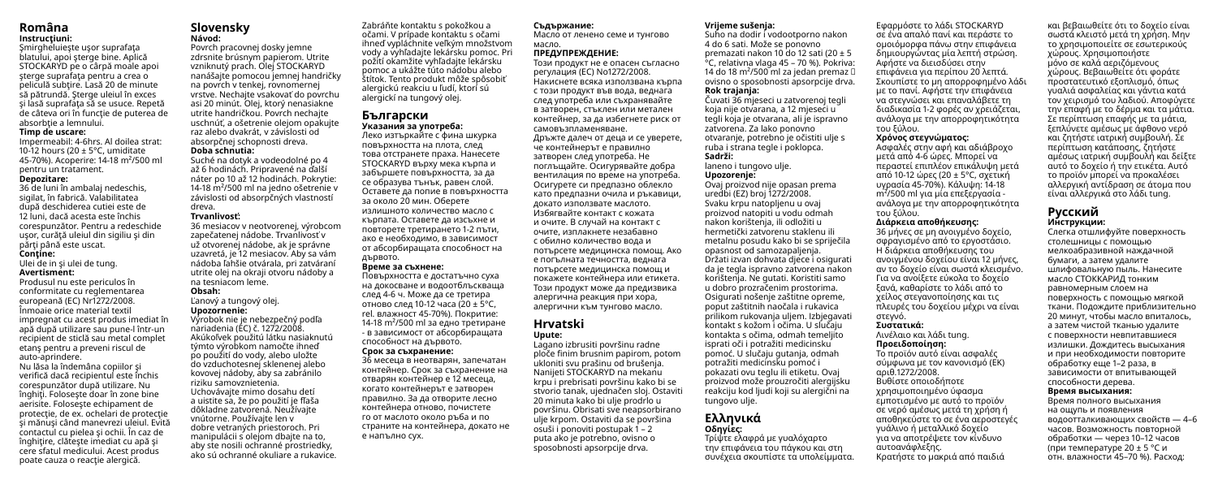# Română

**Instrucțiuni:**

Șmirgheluiește ușor suprafața blatului, apoi șterge bine. Aplică STOCKARYD pe o cârpă moale apoi șterge suprafața pentru a crea o peliculă subțire. Lasă 20 de minute să pătrundă. Șterge uleiul în exces și lasă suprafața să se usuce. Repetă de câteva ori în funcție de puterea de absorbție a lemnului.

**Timp de uscare:**

Impermeabil: 4-6hrs. Al doilea strat: 10-12 hours (20 ± 5°C, umiditate 45-70%). Acoperire: 14-18 m²/500 ml pentru un tratament.

**Depozitare:**

36 de luni în ambalaj nedeschis, sigilat, în fabrică. Valabilitatea după deschiderea cutiei este de 12 luni, dacă acesta este închis corespunzător. Pentru a redeschide ușor, curăță uleiul din sigiliu și din părți până este uscat.

**Conține:**

Ulei de in și ulei de tung.

**Avertisment:**

Produsul nu este periculos în conformitate cu reglementarea europeană (EC) Nr1272/2008. Înmoaie orice material textil impregnat cu acest produs imediat în apă după utilizare sau pune-l într-un recipient de sticlă sau metal complet etanș pentru a preveni riscul de auto-aprindere.

Nu lăsa la îndemâna copiilor și verifică dacă recipientul este închis corespunzător după utilizare. Nu înghiți. Folosește doar în zone bine aerisite. Folosește echipament de protecție, de ex. ochelari de protecție și mănuși când manevrezi uleiul. Evită contactul cu pielea și ochii. În caz de înghițire, clătește imediat cu apă și cere sfatul medicului. Acest produs poate cauza o reacție alergică.

# Slovensky

**Návod:**

Povrch pracovnej dosky jemne zdrsnite brúsnym papierom. Utrite vzniknutý prach. Olej STOCKARYD nanášajte pomocou jemnej handričky na povrch v tenkej, rovnomernej vrstve. Nechajte vsakovať do povrchu asi 20 minút. Olej, ktorý nenasiakne utrite handričkou. Povrch nechajte uschnúť, a ošetrenie olejom opakujte raz alebo dvakrát, v závislosti od absorpčnej schopnosti dreva.

**Doba schnutia:**

Suché na dotyk a vodeodolné po 4 až 6 hodinách. Pripravené na ďalší náter po 10 až 12 hodinách. Pokrytie: 14-18 m²/500 ml na jedno ošetrenie v závislosti od absorpčných vlastností dreva.

**Trvanlivosť:**

36 mesiacov v neotvorenej, výrobcom zapečatenej nádobe. Trvanlivosť v už otvorenej nádobe, ak je správne uzavretá, je 12 mesiacov. Aby sa vám nádoba ľahšie otvárala, pri zatváraní utrite olej na okraji otvoru nádoby a na tesniacom leme.

**Obsah:**

Ľanový a tungový olej.

**Upozornenie:**

Výrobok nie je nebezpečný podľa nariadenia (EC) č. 1272/2008. Akúkoľvek použitú látku nasiaknutú týmto výrobkom namočte ihneď po použití do vody, alebo uložte do vzduchotesnej sklenenej alebo kovovej nádoby, aby sa zabránilo riziku samovznietenia. Uchovávajte mimo dosahu detí a uistite sa, že po použití je fľaša dôkladne zatvorená. Neužívajte vnútorne. Používajte len v dobre vetraných priestoroch. Pri manipulácii s olejom dbajte na to, aby ste nosili ochranné prostriedky, ako sú ochranné okuliare a rukavice. Zabráňte kontaktu s pokožkou a očami. V prípade kontaktu s očami ihneď vypláchnite veľkým množstvom vody a vyhľadajte lekársku pomoc. Pri požití okamžite vyhľadajte lekársku pomoc a ukážte túto nádobu alebo štítok. Tento produkt môže spôsobiť alergickú reakciu u ľudí, ktorí sú alergickí na tungový olej.

# Български

**Указания за употреба:**

Леко изтъркайте с фина шкурка повърхността на плота, след това отстранете праха. Нанесете STOCKARYD върху мека кърпа и забършете повърхността, за да се образува тънък, равен слой. Оставете да попие в повърхността за около 20 мин. Оберете излишното количество масло с кърпата. Оставете да изсъхне и повторете третирането 1-2 пъти, ако е необходимо, в зависимост от абсорбиращата способност на дървото.

**Време за съхнене:**

Повърхността е достатъчно суха на докосване и водоотблъскваща след 4-6 ч. Може да се третира отново след 10-12 часа (20 ± 5°C, rel. влажност 45-70%). Покритие: 14-18 m²/500 ml за едно третиране - в зависимост от абсорбиращата способност на дървото.

**Срок за съхранение:**

36 месеца в неотварян, запечатан контейнер. Срок за съхранение на отварян контейнер е 12 месеца, когато контейнерът е затворен правилно. За да отворите лесно контейнера отново, почистете го от маслото около ръба и по страните на контейнера, докато не е напълно сух.

**Съдържание:**

Масло от ленено семе и тунгово масло.

**ПРЕДУПРЕЖДЕНИЕ:**

Този продукт не е опасен съгласно регулация (EC) No1272/2008. Накиснете всяка използвана кърпа с този продукт във вода, веднага след употреба или съхранявайте в затворен, стъклен или метален контейнер, за да избегнете риск от самовъзпламеняване.

Дръжте далеч от деца и се уверете, че контейнерът е правилно затворен след употреба. Не поглъщайте. Осигурявайте добра вентилация по време на употреба. Осигурете си предпазно облекло като предпазни очила и ръкавици, докато използвате маслото. Избягвайте контакт с кожата и очите. В случай на контакт с очите, изплакнете незабавно с обилно количество вода и потърсете медицинска помощ. Ако е погълната течността, веднага потърсете медицинска помощ и покажете контейнера или етикета. Този продукт може да предизвика алергична реакция при хора, алергични към тунгово масло.

# Hrvatski

**Upute:**

Lagano izbrusiti površinu radne ploče finim brusnim papirom, potom ukloniti svu prašinu od brušenja. Nanijeti STOCKARYD na mekanu krpu i prebrisati površinu kako bi se stvorio tanak, ujednačen sloj. Ostaviti 20 minuta kako bi ulje prodrlo u površinu. Obrisati sve neapsorbirano ulje krpom. Ostaviti da se površina osuši i ponoviti postupak 1 – 2 puta ako je potrebno, ovisno o sposobnosti apsorpcije drva.

**Vrijeme sušenja:**

Suho na dodir i vodootporno nakon 4 do 6 sati. Može se ponovno premazati nakon 10 do 12 sati (20 ± 5 °C, relativna vlaga 45 – 70 %). Pokriva: 14 do 18 m²/500 ml za jedan premaz  ovisno o sposobnosti apsorpcije drva.

**Rok trajanja:**

Čuvati 36 mjeseci u zatvorenoj tegli koja nije otvarana, a 12 mjeseci u tegli koja je otvarana, ali je ispravno zatvorena. Za lako ponovno otvaranje, potrebno je očistiti ulje s ruba i strana tegle i poklopca.

**Sadrži:**

laneno i tungovo ulje.

**Upozorenje:**

Ovaj proizvod nije opasan prema uredbi (EZ) broj 1272/2008. Svaku krpu natopljenu u ovaj proizvod natopiti u vodu odmah nakon korištenja, ili odložiti u hermetički zatvorenu staklenu ili metalnu posudu kako bi se spriječila opasnost od samozapaljenja. Držati izvan dohvata djece i osigurati da je tegla ispravno zatvorena nakon korištenja. Ne gutati. Koristiti samo u dobro prozračenim prostorima. Osigurati nošenje zaštitne opreme, poput zaštitnih naočala i rukavica prilikom rukovanja uljem. Izbjegavati kontakt s kožom i očima. U slučaju kontakta s očima, odmah temeljito isprati oči i potražiti medicinsku pomoć. U slučaju gutanja, odmah potražiti medicinsku pomoć i pokazati ovu teglu ili etiketu. Ovaj proizvod može prouzročiti alergijsku reakciju kod ljudi koji su alergični na tungovo ulje.

# Ελληνικά

**Οδηγίες:**

Τρίψτε ελαφρά με γυαλόχαρτο την επιφάνεια του πάγκου και στη συνέχεια σκουπίστε τα υπολείμματα. Εφαρμόστε το λάδι STOCKARYD σε ένα απαλό πανί και περάστε το ομοιόμορφα πάνω στην επιφάνεια δημιουργώντας μία λεπτή στρώση. Αφήστε να διεισδύσει στην επιφάνεια για περίπου 20 λεπτά. Σκουπίστε το μη απορροφημένο λάδι με το πανί. Αφήστε την επιφάνεια να στεγνώσει και επαναλάβετε τη διαδικασία 1-2 φορές αν χρειάζεται, ανάλογα με την απορροφητικότητα του ξύλου.

**Χρόνος στεγνώματος:**

Ασφαλές στην αφή και αδιάβροχο μετά από 4-6 ώρες. Μπορεί να περαστεί επιπλέον επικάλυψη μετά από 10-12 ώρες (20 ± 5°C, σχετική υγρασία 45-70%). Κάλυψη: 14-18 m²/500 ml για μία επεξεργασία - ανάλογα με την απορροφητικότητα του ξύλου.

**Διάρκεια αποθήκευσης:**

36 μήνες σε μη ανοιγμένο δοχείο, σφραγισμένο από το εργοστάσιο. Η διάρκεια αποθήκευσης του ανοιγμένου δοχείου είναι 12 μήνες, αν το δοχείο είναι σωστά κλεισμένο. Για να ανοίξετε εύκολα το δοχείο ξανά, καθαρίστε το λάδι από το χείλος στεγανοποίησης και τις πλευρές του δοχείου μέχρι να είναι στεγνό.

**Συστατικά:**

Λινέλαιο και λάδι tung.

**Προειδοποίηση:**

Το προϊόν αυτό είναι ασφαλές σύμφωνα με τον κανονισμό (ΕΚ) αριθ.1272/2008.

Βυθίστε οποιοδήποτε χρησιμοποιημένο ύφασμα εμποτισμένο με αυτό το προϊόν σε νερό αμέσως μετά τη χρήση ή αποθηκεύστε το σε ένα αεροστεγές γυάλινο ή μεταλλικό δοχείο για να αποτρέψετε τον κίνδυνο αυτοανάφλεξης.

Κρατήστε το μακριά από παιδιά και βεβαιωθείτε ότι το δοχείο είναι σωστά κλειστό μετά τη χρήση. Μην το χρησιμοποιείτε σε εσωτερικούς χώρους. Χρησιμοποιήστε μόνο σε καλά αεριζόμενους χώρους. Βεβαιωθείτε ότι φοράτε προστατευτικό εξοπλισμό, όπως γυαλιά ασφαλείας και γάντια κατά τον χειρισμό του λαδιού. Αποφύγετε την επαφή με το δέρμα και τα μάτια. Σε περίπτωση επαφής με τα μάτια, ξεπλύνετε αμέσως με άφθονο νερό και ζητήστε ιατρική συμβουλή. Σε περίπτωση κατάποσης, ζητήστε αμέσως ιατρική συμβουλή και δείξτε αυτό το δοχείο ή την ετικέτα. Αυτό το προϊόν μπορεί να προκαλέσει αλλεργική αντίδραση σε άτομα που είναι αλλεργικά στο λάδι tung.

# Русский

**Инструкции:**

Слегка отшлифуйте поверхность столешницы с помощью мелкоабразивной наждачной бумаги, а затем удалите шлифовальную пыль. Нанесите масло СТОККАРИД тонким равномерным слоем на поверхность с помощью мягкой ткани. Подождите приблизительно 20 минут, чтобы масло впиталось, а затем чистой тканью удалите с поверхности невпитавшиеся излишки. Дождитесь высыхания и при необходимости повторите обработку еще 1–2 раза, в зависимости от впитывающей способности дерева.

**Время высыхания:**

Время полного высыхания на ощупь и появления водоотталкивающих свойств — 4–6 часов. Возможность повторной обработки — через 10–12 часов (при температуре 20 ± 5 °C и отн. влажности 45–70 %). Расход: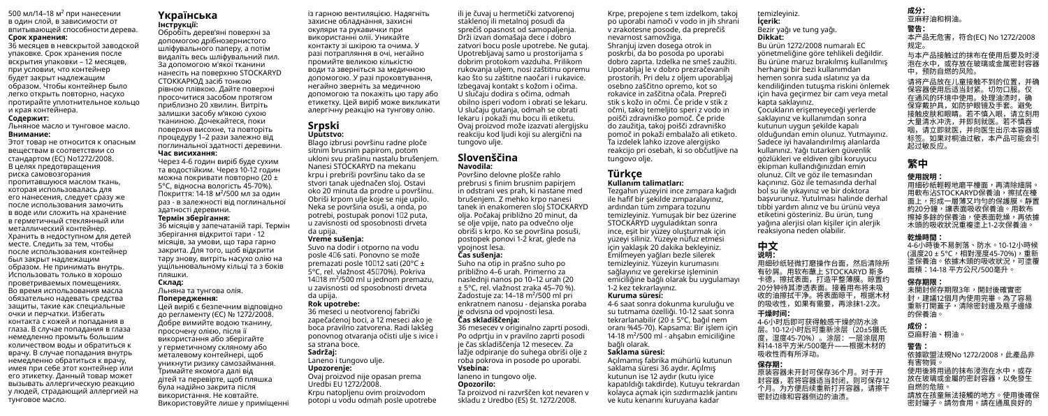500 мл/14–18 м² при нанесении в один слой, в зависимости от впитывающей способности дерева.

**Срок хранения:**

36 месяцев в невскрытой заводской упаковке. Срок хранения после вскрытия упаковки – 12 месяцев, при условии, что контейнер будет закрыт надлежащим образом. Чтобы контейнер было легко открыть повторно, насухо протирайте уплотнительное кольцо и края контейнера.

**Содержит:**

Льняное масло и тунговое масло.

**Внимание:**

Этот товар не относится к опасным веществам в соответствии со стандартом (ЕС) No1272/2008. В целях предотвращения риска самовозгорания пропитавшуюся маслом ткань, которая использовалась для его нанесения, следует сразу же после использования замочить в воде или сложить на хранение в герметичный стеклянный или металлический контейнер. Хранить в недоступном для детей месте. Следить за тем, чтобы после использования контейнер был закрыт надлежащим образом. Не принимать внутрь. Использовать только в хорошо проветриваемых помещениях. Во время использования масла обязательно надевать средства защиты, такие как специальные очки и перчатки. Избегать контакта с кожей и попадания в глаза. В случае попадания в глаза немедленно промыть большим количеством воды и обратиться к врачу. В случае попадания внутрь немедленно обратиться к врачу, имея при себе этот контейнер или его этикетку. Данный товар может вызывать аллергическую реакцию у людей, страдающий аллергией на тунговое масло.

## Українська

**Інструкції:**

Обробіть дерев'яні поверхні за допомогою дрібнозернистого шліфувального паперу, а потім видаліть весь шліфувальний пил. За допомогою м'якої тканини нанесіть на поверхню STOCKARYD СТОККАРЮД засіб тонкою рівною плівкою. Дайте поверхні просочитися засобом протягом приблизно 20 хвилин. Витріть залишки засобу м'якою сухою тканиною. Дочекайтеся, поки поверхня висохне, та повторіть процедуру 1–2 рази залежно від поглинальної здатності деревини.

**Час висихання:**

Через 4-6 годин виріб буде сухим та водостійким. Через 10-12 годин можна покривати повторно (20 ± 5°C, відносна вологість 45-70%). Покриття: 14-18 м²/500 мл за один раз - в залежності від поглинальної здатності деревини.

**Термін зберігання:**

36 місяців у запечатаній тарі. Термін зберігання відкритої тари - 12 місяців, за умови, що тара гарно закрита. Для того, щоб відкрити тару знову, витріть насухо олію на ущільнювальному кільці та з боків пляшки.

**Склад:**

Льняна та тунгова олія.

**Попередження:**

Цей виріб є безпечним відповідно до регламенту (ЄС) № 1272/2008. Добре вимийте водою тканину, просочену олією, після її використання або зберігайте у герметичному скляному або металевому контейнері, щоб уникнути ризику самозаймання. Тримайте якомога далі від дітей та перевірте, щоб пляшка була надійно закрита після використання. Не ковтайте. Використовуйте лише у приміщенні із гарною вентиляцією. Надягніть захисне обладнання, захисні окуляри та рукавички при використанні олії. Уникайте контакту зі шкірою та очима. У разі потрапляння в очі, негайно промийте великою кількістю води та зверніться за медичною допомогою. У разі проковтування, негайно зверніть за медичною допомогою та покажіть цю тару або етикетку. Цей виріб може викликати алергічну реакцію на тунгову олію.

## Srpski

**Uputstvo:**

Blago izbrusi površinu radne ploče sitnim brusnim papirom, potom ukloni svu prašinu nastalu brušenjem. Nanesi STOCKARYD na mekanu krpu i prebriši površinu tako da se stvori tanak ujednačen sloj. Ostavi oko 20 minuta da prodre u površinu. Obriši krpom ulje koje se nije upilo. Neka se površina osuši, a onda, po potrebi, postupak ponovi 1–2 puta, u zavisnosti od sposobnosti drveta da upija.

**Vreme sušenja:**

Suvo na dodir i otporno na vodu posle 4–6 sati. Ponovno se može premazati posle 10–12 sati (20°C ± 5°C, rel. vlažnost 45–70%). Pokriva 14–18 m²/500 ml u jednom premazu, u zavisnosti od sposobnosti drveta da upija.

**Rok upotrebe:**

36 meseci u neotvorenoj fabrički zapečaćenoj boci, a 12 meseci ako je boca pravilno zatvorena. Radi lakšeg ponovnog otvaranja očisti ulje s ivice i sa strana boce.

**Sadržaj:**

Laneno i tungovo ulje.

**Upozorenje:**

Ovaj proizvod nije opasan prema Uredbi EU 1272/2008.

Krpu natopljenu ovim proizvodom potopi u vodu odmah posle upotrebe ili je čuvaj u hermetički zatvorenoj staklenoj ili metalnoj posudi da sprečiš opasnost od samopaljenja. Drži izvan domašaja dece i dobro zatvori bocu posle upotrebe. Ne gutaj. Upotrebljavaj samo u prostorijama s dobrim protokom vazduha. Prilikom rukovanja uljem, nosi zaštitnu opremu kao što su zaštitne naočari i rukavice. Izbegavaj kontakt s kožom i očima. U slučaju dodira s očima, odmah obilno isperi vodom i obrati se lekaru. U slučaju gutanja, odmah se obrati lekaru i pokaži mu bocu ili etiketu. Ovaj proizvod može izazvati alergijsku reakciju kod ljudi koji su alergični na tungovo ulje.

## Slovenščina

**Navodila:**

Površino delovne plošče rahlo prebrusi s finim brusnim papirjem in odstrani ves prah, ki nastane med brušenjem. Z mehko krpo nanesi tanek in enakomeren sloj STOCKARYD olja. Počakaj približno 20 minut, da se olje vpije, nato pa odvečno olje obriši s krpo. Ko se površina posuši, postopek ponovi 1-2 krat, glede na vpojnost lesa.

**Čas sušenja:**

Suho na otip in prašno suho po približno 4–6 urah. Primerno za naslednji nanos po 10–12 urah (20 ± 5°C, rel. vlažnost zraka 45–70 %). Zadostuje za: 14–18 m²/500 ml pri enkratnem nanosu - dejanska poraba je odvisna od vpojnosti lesa.

**Čas skladiščenja:**

36 mesecev v originalno zaprti posodi. Po odprtju in v pravilno zaprti posodi je čas skladiščenja 12 mesecev. Za lažje odpiranje po suhega obriši olje z roba pokrova in posode po uporabi.

**Vsebina:**

laneno in tungovo olje.

**Opozorilo:**

Ta proizvod ni razvrščen kot nevaren v skladu z Uredbo (ES) št. 1272/2008.

Krpe, prepojene s tem izdelkom, takoj po uporabi namoči v vodo in jih shrani v zrakotesne posode, da preprečiš nevarnost samovžiga.

Shranjuj izven dosega otrok in poskrbi, da bo posoda po uporabi dobro zaprta. Izdelka ne smeš zaužiti. Uporabljaj le v dobro prezračevanih prostorih. Pri delu z oljem uporabljaj osebno zaščitno opremo, kot so rokavice in zaščitna očala. Prepreči stik s kožo in očmi. Če pride v stik z očmi, takoj temeljito speri z vodo in poišči zdravniško pomoč. Če pride do zaužitja, takoj poišči zdravniško pomoč in pokaži embalažo ali etiketo. Ta izdelek lahko izzove alergijsko reakcijo pri osebah, ki so občutljive na tungovo olje.

## Türkçe

**Kullanım talimatları:**

Tezgahın yüzeyini ince zımpara kağıdı ile hafif bir şekilde zımparalayınız, ardından tüm zımpara tozunu temizleyiniz. Yumuşak bir bez üzerine STOCKARYD uyguladıktan sonra ince, eşit bir yüzey oluşturmak için yüzeyi siliniz. Yüzeye nüfuz etmesi için yaklaşık 20 dakika bekleyiniz. Emilmeyen yağları bezle silerek temizleyiniz. Yüzeyin kurumasını sağlayınız ve gerekirse işlemlerin emiciliğine bağlı olarak bu uygulamayı 1-2 kez tekrarlayınız.

**Kuruma süresi:**

4-6 saat sonra dokunma kuruluğu ve su tutmama özelliği. 10-12 saat sonra tekrarlanabilir (20 ± 5°C, bağıl nem oranı %45-70). Kapsama: Bir işlem için 14-18 m²/500 ml - ahşabın emiciliğine bağlı olarak.

**Saklama süresi:**

Açılmamış fabrika mühürlü kutunun saklama süresi 36 aydır. Açılmış kutunun ise 12 aydır (kutu iyice kapatıldığı takdirde). Kutuyu tekrardan kolayca açmak için sızdırmazlık jantını ve kutu kenarını kuruyana kadar temizleyiniz.

**İçerik:**

Bezir yağı ve tung yağı.

**Dikkat:**

Bu ürün 1272/2008 numaralı EC yönetmeliğine göre tehlikeli değildir. Bu ürüne maruz bırakılmış kullanılmış herhangi bir bezi kullanımdan hemen sonra suda ıslatınız ya da kendiliğinden tutuşma riskini önlemek için hava geçirmez bir cam veya metal kapta saklayınız.

Çocukların erişemeyeceği yerlerde saklayınız ve kullanımdan sonra kutunun uygun şekilde kapalı olduğundan emin olunuz. Yutmayınız. Sadece iyi havalandırılmış alanlarda kullanınız. Yağı tutarken güvenlik gözlükleri ve eldiven gibi koruyucu ekipman kullandığınızdan emin olunuz. Cilt ve göz ile temasından kaçınınız. Göz ile temasında derhal bol su ile yıkayınız ve bir doktora başvurunuz. Yutulması halinde derhal tıbbi yardım alınız ve bu ürünün veya etiketini gösteriniz. Bu ürün, tung yağına alerjisi olan kişiler için alerjik reaksiyona neden olabilir.

## 中文

**说明：**

用细砂纸轻微打磨操作台面，然后清除所有砂屑。用软布蘸上 STOCKARYD 斯多卡德，擦试台面，打造平整薄膜。晾置约20分钟让其渗透表面。接着用布将未吸收的油擦拭干净。将表面晾干，根据木材的吸收性，如果有需要，再涂抹1-2次。

**干燥时间：**

4-6小时后即可达到表面触感干燥的防水涂层。10-12小时后可重新涂层（20±5摄氏度，湿度45-70%）。涂层：一层涂层用料14-18平方米/500毫升——根据木材的吸收性而有所浮动。

**保存期：**

原装容器未开封可保存36个月。对于开封容器，若将容器适当封闭，则可保存12个月。为方便后续重新打开容器，请擦干密封边缘和容器侧边的油渍。

**成分：**

亚麻籽油和桐油。

**警告：**

本产品无危害，符合(EC) No 1272/2008 规定。

与本产品接触过的抹布在使用后要及时浸在水中，或存放在玻璃或金属密封容器中，预防自燃的风险。

请将产品放在儿童接触不到的位置，并确保容器使用后适当封紧。切勿口服。仅在通风的环境中使用。处理油渍时，确保穿戴护具，如防护眼镜及手套。避免接触皮肤和眼睛。若不慎入眼，请立刻用大量清水冲洗，并即刻就医。若不慎吞咽，请立即就医，并向医生出示本容器或标签。如果对桐油过敏，本产品可能会引起过敏反应。

## 繁中

**使用說明：**

用細砂紙輕微地磨平檯面，再清除細屑。用軟布沾STOCKARYD保養油，擦拭在檯面上，形成一層薄又均勻的保護膜。靜置約20分鐘，讓表面吸收保養油。用軟布擦掉多餘的保養油，使表面乾燥，再依據木頭的吸收狀況重複塗上1-2次保養油。

**乾燥時間：**

4-6小時後不易剝落、防水。10-12小時候(溫度20 + 5°C，相對溼度45-70%)，重新塗保養油。依據木頭的吸收狀況，可塗覆面積：14-18 平方公尺/500毫升。

**保存期限：**

未開封保存期限3年，開封後確實密封，建議12個月內使用完畢。為了容易重新打開蓋子，清除密封邊及瓶子邊緣的保養油。

**成份：**

亞麻籽油、桐油。

**警告：**

依據歐盟法規No 1272/2008，此產品非有害物質。

使用後將用過的抹布浸泡在水中，或存放在玻璃或金屬的密封容器，以免發生自燃的危險。

請放在孩童無法接觸的地方，使用後確保密封罐子。請勿食用。請在通風良好的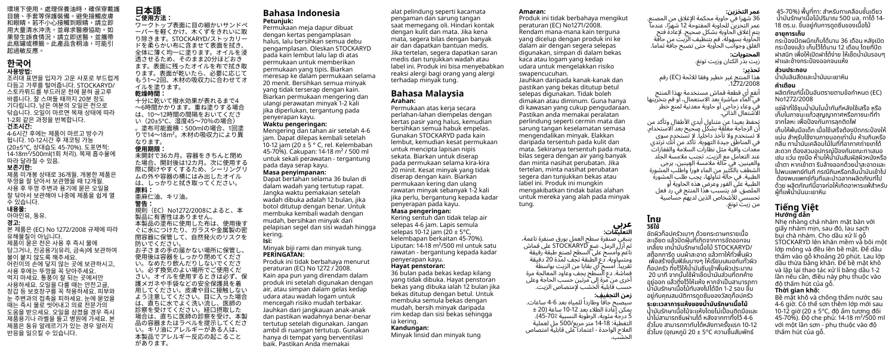環境下使用。處理保養油時，確保穿戴護目鏡、手套等保護裝備，避免接觸皮膚和眼睛。若不小心接觸到眼睛，請立即用大量清水沖洗，並尋求醫療協助。如果發生誤食情況，請立即諮詢醫生，並攜帶此瓶罐或標籤。此產品含桐油，可能引起過敏反應。

# 한국어

**사용방법:**
조리대 표면을 입자가 고운 사포로 부드럽게 다듬고 가루를 털어냅니다. STOCKARYD/스토카뤼드를 부드러운 천에 묻혀 골고루 바릅니다. 잘 스며들 때까지 20분 정도 기다립니다. 남은 여분의 오일은 천으로 닦습니다. 오일이 마르면 목재 상태에 따라 1-2회 같은 과정을 반복합니다.

**건조시간:**
4-6시간 후에는 제품이 마르고 방수가 됩니다. 10-12시간 후 재코팅 가능 (20±5°C, 상대습도 45-70%). 도포면적: 14-18m²/500ml(1회 처리). 목재 흡수율에 따라 달라질 수 있음.

**보존기한:**
제품 미개봉 상태로 36개월. 개봉한 제품은 뚜껑을 잘 닫아서 보관했을 때 12개월. 사용 후 뚜껑 주변과 용기에 묻은 오일을 잘 닫아서 보관해야 나중에 제품을 쉽게 열 수 있습니다.

**내용물:**
아마인유, 동유.

**경고:**
본 제품은 (EC) No 1272/2008 규제에 따라 유해물질이 아닙니다.
제품이 묻은 천은 사용 후 즉시 물에 담그거나, 진공용기(유리, 금속)에 보관하여 불이 붙지 않도록 해주세요.
어린이의 손에 닿지 않는 곳에 보관하시고, 사용 후에는 뚜껑을 꼭 닫아주세요.
먹지 마세요. 통풍이 잘 되는 곳에서만 사용하세요. 오일을 다룰 때는 안전고글, 장갑 등 보호장구를 꼭 착용하세요. 피부와 눈 주변과의 접촉을 피하세요. 눈에 묻었을 때는 즉시 물로 씻어내고 의료 전문가의 도움을 받으세요. 오일을 삼켰을 경우 즉시 제품용기나 라벨을 들고 병원에 가세요. 본 제품은 동유 알레르기가 있는 경우 알려지 반응을 일으킬 수 있습니다.

# 日本語

**ご使用方法：**
ワークトップ表面に目の細かいサンドペーパーを軽くかけ、木くずをきれいに取り除きます。STOCKARYD/ストッカリードを柔らかい布に含ませて表面を拭き、全体に薄く均一に塗ります。オイルを浸透させるため、そのまま20分ほどおきます。表面に残ったオイルを布で拭き取ります。表面が乾いたら、必要に応じてもう1～2回、木材の吸収力に合わせてオイルを塗ります。

**乾燥時間：**
十分に乾いて撥水効果が表れるまで4～6時間かかります。重ね塗りする場合は、10～12時間の間隔をおいてください（20±5°C、湿度45～70%の場合）。塗布可能面積：500mlの場合、1回塗りで14～18m²。木材の吸収力により異なります。

**使用期限：**
未開封で36カ月。容器をきちんと閉めた場合、開封後は12カ月。次に使用する際に開けやすくするため、シーリングリムの外や容器の横にはみ出したオイルは、しっかりと拭き取ってください。

**原料：**
亜麻仁油、キリ油。

**警告：**
規則（EC）No1272/2008によると、本製品に有害性はありません。
本製品の塗布に使用した布は、使用後すぐに水につけたり、ガラスや金属製の密閉容器に保管して、自然発火のリスクを防いでください。
お子さまの手の届かない場所に保管し、使用後は容器をしっかり閉めてください。なめたり飲んだりしないでください。必ず換気のよい場所でご使用ください。オイルを使用するときは必ず、保護メガネや手袋などの安全保護具を着用してください。皮膚や目に接触しないよう注意してください。目に入った場合は、直ちに水でよく洗い流し、医師の診察を受けてください。経口摂取した場合は、直ちに医師の診察を受け、本製品の容器またはラベルを提示してください。キリ油にアレルギーがある人は、本製品でアレルギー反応の起こることがあります。

# Bahasa Indonesia

**Petunjuk:**
Permukaan meja dapur dibuat dengan kertas pengampelasan halus, lalu bersihkan semua debu pengampelasan. Oleskan STOCKARYD pada kain lembut lalu lap di atas permukaan untuk memberikan permukaan yang tipis. Biarkan meresap ke dalam permukaan selama 20 menit. Bersihkan semua minyak yang tidak terserap dengan kain. Biarkan permukaan mengering dan ulangi perawatan minyak 1-2 kali jika diperlukan, tergantung pada penyerapan kayu.

**Waktu pengeringan:**
Mengering dan tahan air setelah 4-6 jam. Dapat dilepas kembali setelah 10-12 jam (20 ± 5 ° C, rel. Kelembaban 45-70%). Cakupan: 14-18 m² / 500 ml untuk sekali perawatan - tergantung pada daya serap kayu.

**Masa penyimpanan:**
Dapat bertahan selama 36 bulan di dalam wadah yang tertutup rapat. Jangka waktu pemakaian setelah wadah dibuka adalah 12 bulan, jika botol ditutup dengan benar. Untuk membuka kembali wadah dengan mudah, bersihkan minyak dari pelapisan segel dan sisi wadah hingga kering.

**Isi:**
Minyak biji rami dan minyak tung.

**PERINGATAN:**
Produk ini tidak berbahaya menurut peraturan (EC) No 1272 / 2008.
Kain apa pun yang direndam dalam produk ini setelah digunakan dengan air, atau simpan dalam gelas kedap udara atau wadah logam untuk mencegah risiko mudah terbakar. Jauhkan dari jangkauan anak-anak dan pastikan wadahnya benar-benar tertutup setelah digunakan. Jangan ambil di ruangan tertutup. Gunakan hanya di tempat yang berventilasi baik. Pastikan Anda memakai alat pelindung seperti kacamata pengaman dan sarung tangan saat memegang oli. Hindari kontak dengan kulit dan mata. Jika kena mata, segera bilas dengan banyak air dan dapatkan bantuan medis. Jika tertelan, segera dapatkan saran medis dan tunjukkan wadah atau label ini. Produk ini bisa menyebabkan reaksi alergi bagi orang yang alergi terhadap minyak tung.

# Bahasa Malaysia

**Arahan:**
Permukaan atas kerja secara perlahan-lahan diempelas dengan kertas pasir yang halus, kemudian bersihkan semua habuk empelas. Gunakan STOCKARYD pada kain lembut, kemudian kesat permukaan untuk mencipta lapisan nipis sekata. Biarkan untuk diserap pada permukaan selama kira-kira 20 minit. Kesat minyak yang tidak diserap dengan kain. Biarkan permukaan kering dan ulang rawatan minyak sebanyak 1-2 kali jika perlu, bergantung kepada kadar penyerapan pada kayu.

**Masa pengeringan:**
Kering sentuh dan tidak telap air selepas 4-6 jam. Lapis semula selepas 10-12 jam (20 ± 5 °C, kelembapan berkaitan 45-70%). Liputan: 14-18 m²/500 ml untuk satu rawatan - bergantung kepada kadar penyerapan kayu.

**Hayat penstoran:**
36 bulan pada bekas kedap kilang yang tidak dibuka. Hayat penstoran bekas yang dibuka ialah 12 bulan jika bekas ditutup dengan betul. Untuk membuka semula bekas dengan mudah, bersih minyak daripada rim kedap dan sisi bekas sehingga ia kering.

**Kandungan:**
Minyak linsid dan minyak tung

**Amaran:**
Produk ini tidak berbahaya mengikut peraturan (EC) No1271/2008. Rendam mana-mana kain terguna yang dicelup dengan produk ini ke dalam air dengan segera selepas digunakan, simpan di dalam bekas kaca atau logam yang kedap udara untuk mengelakkan risiko swapencucuhan.
Jauhkan daripada kanak-kanak dan pastikan yang bekas ditutup betul selepas digunakan. Tidak boleh dimakan atau diminum. Guna hanya di kawasan yang cukup pengudaraan. Pastikan anda memakai peralatan perlindung seperti cermin mata dan sarung tangan keselamatan semasa mengendalikan minyak. Elakkan daripada tersentuh pada kulit dan mata. Sekiranya tersentuh pada mata, bilas segera dengan air yang banyak dan minta nasihat perubatan. Jika tertelan, minta nasihat perubatan segera dan tunjukkan bekas atau label ini. Produk ini mungkin mengakibatkan tindak balas alahan untuk mereka yang alah pada minyak tung.

# عربي

**التعليمات:**
ينبغي صنفرة سطح العمل بورق صنفرة ناعمة، ثم أزل الرمل. ضع STOCKARYD على قماش ناعم وامسح على السطح لصنع طبقة رقيقة ومتساوية. دع الطبقة تجف لمدة 20 دقيقة تقريباً. امسح أي بقايا من الزيت بواسطة قماشة. دع السطح يجف وأعد المعالجة مرة أخرى من مرة إلى مرتين حسب الحاجة وعلى حسب قابلية الخشب لإمتصاص الزيت.

**زمن التجفيف:**
سيصبح جافاً وطارداً للمياه بعد 4-6 ساعات. يمكن إعادة الطلاء بعد 10-12 ساعة (20 ± 5 درجة مئوية، الرطوبة النسبية 45-70%). التغطية: 14-18 متر مربع/500 مل لعملية العلاج الواحدة - اعتماداً على قابلية امتصاص الخشب.

**عمر التخزين:**
36 شهراً في حاوية محكمة الإغلاق من المصنع. عمر التخزين للحاوية المفتوحة 12 شهراً، عندما يتم إغلاق الحاوية بشكل صحيح. لإعادة فتح الحاوية بسهولة، قم بتنظيف الزيت من حافة الغلق وجوانب الحاوية حتى تصبح جافة تماماً.

**المحتويات:**
زيت بذر الكتان وزيت تونغ.

**تحذير:**
هذا المنتج غير خطير وفقا للائحة (EC) رقم 1272/2008.
أنقع أي قطعة قماش مستخدمة بهذا المنتج في الماء مباشرة بعد الاستعمال، أو قم بتخزينها في وعاء زجاجي أو حاوية معدنية لمنع خطر الاشتعال الذاتي.
تحفظ بعيداً عن متناول أيدي الأطفال وتأكد من أن الزجاجة مغلقة بشكل صحيح بعد الاستخدام. لا تستخدم ولا تأخذ داخلياً. لا تستخدم سوى في المناطق جيدة التهوية. تأكد من أنك ترتدي معدات واقية مثل نظارات السلامة والقفازات عند التعامل مع الزيت. تجنب ملامسة الجلد والعينين. في حالة ملامسة العينين، يرجى الشطف بالكثير من الماء فوراً واطلب المشورة الطبية. في حالة تناولها، يجب طلب المشورة الطبية على الفور وعرض هذه الحاوية أو الملصق. قد يتسبب هذا المنتج في رد فعل تحسسي للأشخاص الذين لديهم حساسية من زيت تونغ.

# ไทย

**วิธีใช้**
ขัดผิวท็อปเคาน์เตอร์เบาๆ ด้วยกระดาษทรายเนื้อละเอียด แล้วปัดฝุ่นที่เกิดจากการขัดออกจนเกลี้ยง เทน้ำมันรักษาเนื้อไม้ STOCKARYD/สต็อคการีด บนผ้าสะอาด แล้วทาให้ทั่วพื้นผิว เพื่อสร้างชั้นฟิล์มบางๆ ให้เรียบเสมอกันทั่วผิวท็อปเคาน์เตอร์ ทิ้งไว้ให้น้ำมันซึมเข้าพื้นผิวประมาณ 20 นาที จากนั้นใช้ผ้าเช็ดน้ำมันส่วนที่เกินออกปล่อยให้ผิวแห้ง แล้วทาซ้ำได้ 1-2 ครั้ง ตามความจำเป็นและความสามารถในการดูดซึมน้ำมันของเนื้อไม้

**ระยะเวลาจนแห้งของน้ำมันรักษาเนื้อไม้**
น้ำมันรักษาเนื้อไม้จะแห้งโดยไม่เปื้อนติดมือและน้ำไม่สามารถซึมผ่านได้ หลังจากทาทิ้งไว้ 4-6 ชั่วโมง สามารถทาทับได้หลังจากครั้งแรก 10-12 ชั่วโมง (อุณหภูมิ 20 ± 5°C ความชื้นสัมพัทธ์ 45-70%) พื้นที่ทา: สำหรับการเคลือบชั้นเดียว น้ำมันรักษาเนื้อไม้ปริมาณ 500 มล. ทาได้ 14-18 ตร.ม. ขึ้นอยู่กับการดูดซึมของเนื้อไม้

**อายุการเก็บ**
กระป๋องปิดผนึกเก็บได้นาน 36 เดือน หลังเปิดกระป๋องแล้ว เก็บไว้ได้นาน 12 เดือน โดยที่ปิดฝาสนิท เพื่อให้เปิดฝาได้ง่าย ให้เช็ดน้ำมันรอบๆ ฝาและข้างกระป๋องออกจนแห้ง

**ส่วนประกอบ**
น้ำมันลินสีดและน้ำมันทาเยาหิน

**คำเตือน**
ผลิตภัณฑ์นี้เป็นอันตรายตามข้อกำหนด (EC) No1272/2008
แช่ผ้าที่ใช้ชุบน้ำมันในน้ำทันทีหลังใช้เสร็จ หรือเก็บในภาชนะแก้วสูญญากาศหรือภาชนะที่ทำจากโลหะ เพื่อป้องกันการลุกติดไฟ
เก็บให้พ้นมือเด็ก เมื่อใช้เสร็จต้องปิดกระป๋องให้แน่น สำหรับใช้งานภายนอกเท่านั้น ห้ามกินหรือกลืน ทาน้ำมันเคลือบไม้ในที่ที่อากาศถ่ายเทได้สะดวก ต้องสวมอุปกรณ์ป้องกันขณะทาเสมอ เช่น แว่นตา ถุงมือ ห้ามให้น้ำมันสัมผัสผิวหนังหรือเข้าตา หากเข้าตา รีบล้างออกด้วยน้ำสะอาดและไปพบแพทย์ทันที กรณีกินหรือกลืนน้ำมันเข้าไปต้องพบแพทย์ทันทีและนำฉลากผลิตภัณฑ์ไปด้วย ผู้ผลิตภัณฑ์นี้อาจก่อให้เกิดอาการแพ้สำหรับผู้ที่แพ้น้ำมันทาเยาหิน

# Tiếng Việt

**Hướng dẫn**
Nhẹ nhàng chà nhám mặt bàn với giấy nhám mịn, sau đó, lau sạch bụi chà nhám. Cho dầu xử lí gỗ STOCKARYD lên khăn mềm và bôi một lớp mỏng và đều lên bề mặt. Để dầu thấm vào gỗ khoảng 20 phút. Lau lớp dầu thừa bằng khăn. Để bề mặt khô và lặp lại thao tác xử lí bằng dầu 1-2 lần nếu cần, điều này phụ thuộc vào độ thấm hút của gỗ.

**Thời gian khô:**
Bề mặt khô và chống thấm nước sau 4-6 giờ. Có thể sơn thêm lớp mới sau 10-12 giờ (20 ± 5°C, độ ẩm tương đối 45-70%). Độ che phủ: 14-18 m²/500 ml với một lần sơn - phụ thuộc vào độ thấm hút của gỗ.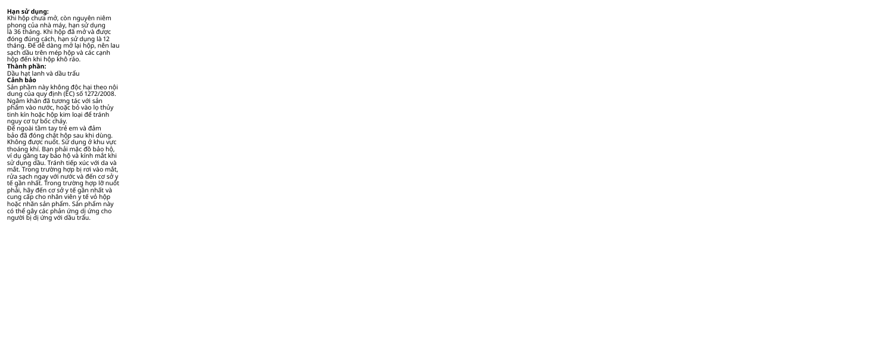**Hạn sử dụng:**
Khi hộp chưa mở, còn nguyên niêm phong của nhà máy, hạn sử dụng là 36 tháng. Khi hộp đã mở và được đóng đúng cách, hạn sử dụng là 12 tháng. Để dễ dàng mở lại hộp, nên lau sạch dầu trên mép hộp và các cạnh hộp đến khi hộp khô ráo.

**Thành phần:**
Dầu hạt lanh và dầu trẩu

**Cảnh báo**
Sản phẩm này không độc hại theo nội dung của quy định (EC) số 1272/2008. Ngâm khăn đã tương tác với sản phẩm vào nước, hoặc bỏ vào lọ thủy tinh kín hoặc hộp kim loại để tránh nguy cơ tự bốc cháy.
Để ngoài tầm tay trẻ em và đảm bảo đã đóng chặt hộp sau khi dùng. Không được nuốt. Sử dụng ở khu vực thoáng khí. Bạn phải mặc đồ bảo hộ, ví dụ găng tay bảo hộ và kính mắt khi sử dụng dầu. Tránh tiếp xúc với da và mắt. Trong trường hợp bị rơi vào mắt, rửa sạch ngay với nước và đến cơ sở y tế gần nhất. Trong trường hợp lỡ nuốt phải, hãy đến cơ sở y tế gần nhất và cung cấp cho nhân viên y tế vỏ hộp hoặc nhãn sản phẩm. Sản phẩm này có thể gây các phản ứng dị ứng cho người bị dị ứng với dầu trẩu.